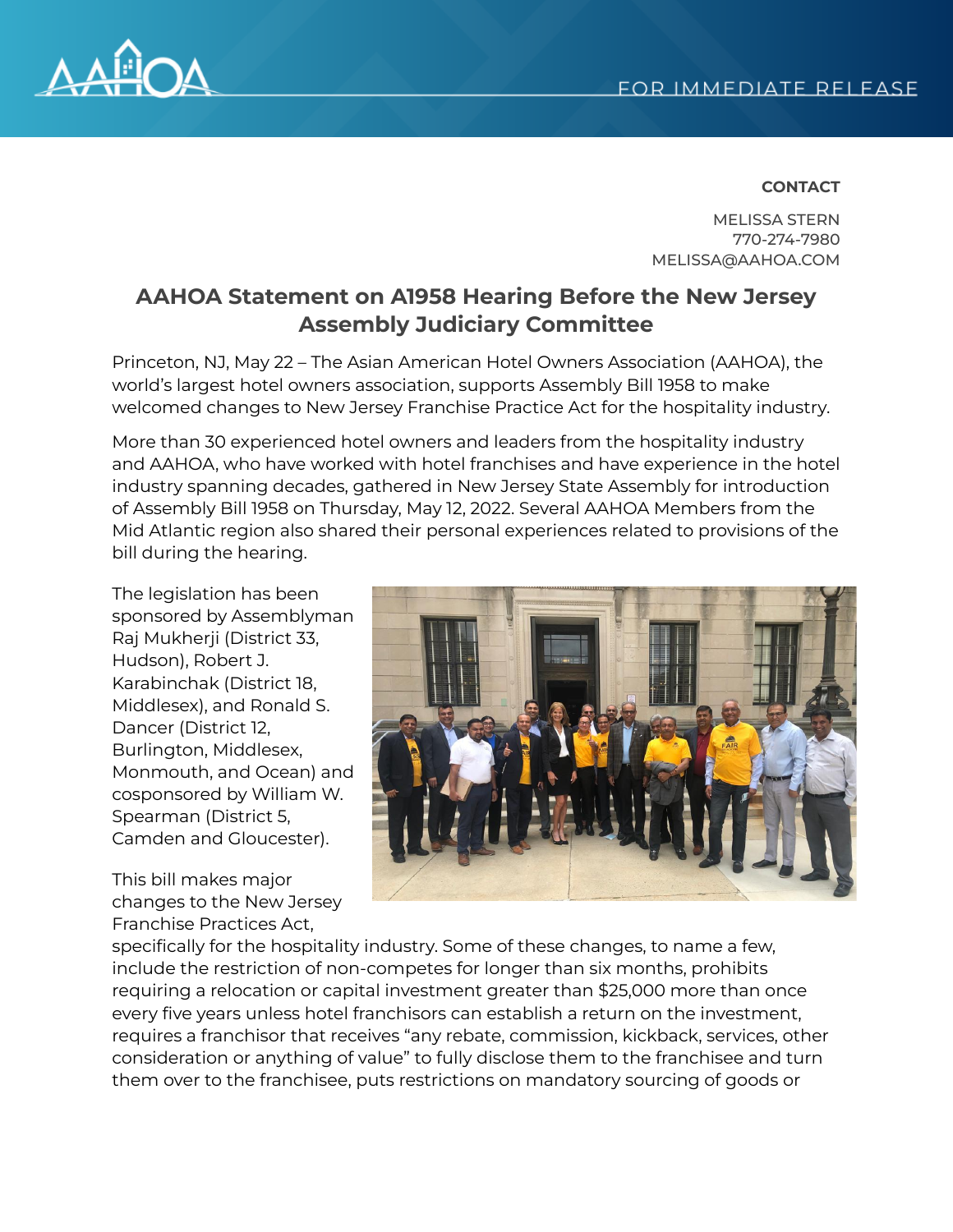FOR IMMEDIATE RELEASE

**CONTACT**

MELISSA STERN
770-274-7980
MELISSA@AAHOA.COM

## AAHOA Statement on A1958 Hearing Before the New Jersey Assembly Judiciary Committee

Princeton, NJ, May 22 – The Asian American Hotel Owners Association (AAHOA), the world's largest hotel owners association, supports Assembly Bill 1958 to make welcomed changes to New Jersey Franchise Practice Act for the hospitality industry.

More than 30 experienced hotel owners and leaders from the hospitality industry and AAHOA, who have worked with hotel franchises and have experience in the hotel industry spanning decades, gathered in New Jersey State Assembly for introduction of Assembly Bill 1958 on Thursday, May 12, 2022. Several AAHOA Members from the Mid Atlantic region also shared their personal experiences related to provisions of the bill during the hearing.

The legislation has been sponsored by Assemblyman Raj Mukherji (District 33, Hudson), Robert J. Karabinchak (District 18, Middlesex), and Ronald S. Dancer (District 12, Burlington, Middlesex, Monmouth, and Ocean) and cosponsored by William W. Spearman (District 5, Camden and Gloucester).

This bill makes major changes to the New Jersey Franchise Practices Act, specifically for the hospitality industry. Some of these changes, to name a few, include the restriction of non-competes for longer than six months, prohibits requiring a relocation or capital investment greater than $25,000 more than once every five years unless hotel franchisors can establish a return on the investment, requires a franchisor that receives "any rebate, commission, kickback, services, other consideration or anything of value" to fully disclose them to the franchisee and turn them over to the franchisee, puts restrictions on mandatory sourcing of goods or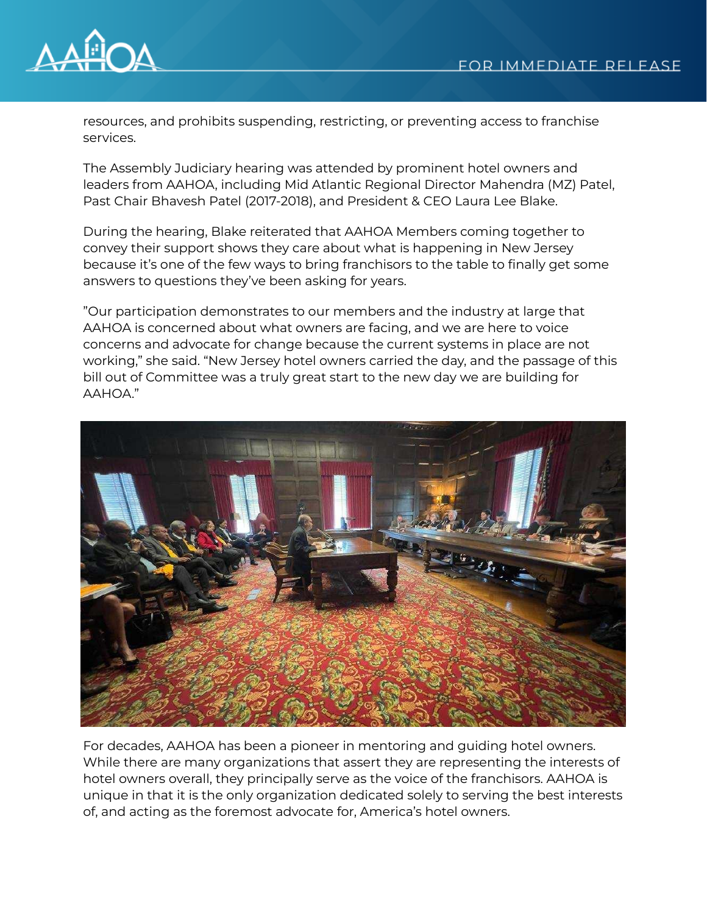resources, and prohibits suspending, restricting, or preventing access to franchise services.

The Assembly Judiciary hearing was attended by prominent hotel owners and leaders from AAHOA, including Mid Atlantic Regional Director Mahendra (MZ) Patel, Past Chair Bhavesh Patel (2017-2018), and President & CEO Laura Lee Blake.

During the hearing, Blake reiterated that AAHOA Members coming together to convey their support shows they care about what is happening in New Jersey because it's one of the few ways to bring franchisors to the table to finally get some answers to questions they've been asking for years.

"Our participation demonstrates to our members and the industry at large that AAHOA is concerned about what owners are facing, and we are here to voice concerns and advocate for change because the current systems in place are not working," she said. "New Jersey hotel owners carried the day, and the passage of this bill out of Committee was a truly great start to the new day we are building for AAHOA."

For decades, AAHOA has been a pioneer in mentoring and guiding hotel owners. While there are many organizations that assert they are representing the interests of hotel owners overall, they principally serve as the voice of the franchisors. AAHOA is unique in that it is the only organization dedicated solely to serving the best interests of, and acting as the foremost advocate for, America's hotel owners.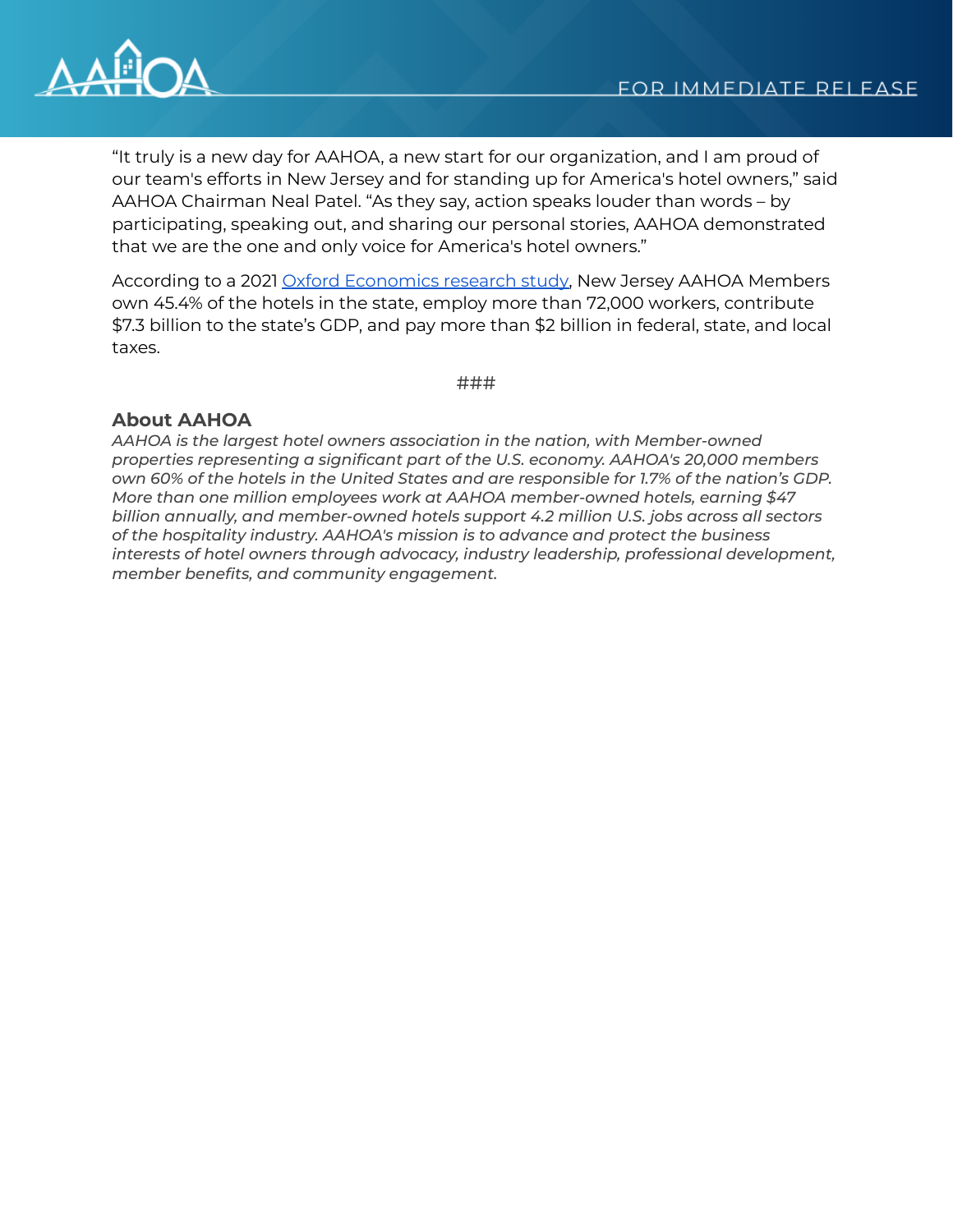"It truly is a new day for AAHOA, a new start for our organization, and I am proud of our team's efforts in New Jersey and for standing up for America's hotel owners," said AAHOA Chairman Neal Patel. "As they say, action speaks louder than words – by participating, speaking out, and sharing our personal stories, AAHOA demonstrated that we are the one and only voice for America's hotel owners."

According to a 2021 [Oxford Economics research study](), New Jersey AAHOA Members own 45.4% of the hotels in the state, employ more than 72,000 workers, contribute $7.3 billion to the state's GDP, and pay more than $2 billion in federal, state, and local taxes.

###

## About AAHOA

*AAHOA is the largest hotel owners association in the nation, with Member-owned properties representing a significant part of the U.S. economy. AAHOA's 20,000 members own 60% of the hotels in the United States and are responsible for 1.7% of the nation's GDP. More than one million employees work at AAHOA member-owned hotels, earning $47 billion annually, and member-owned hotels support 4.2 million U.S. jobs across all sectors of the hospitality industry. AAHOA's mission is to advance and protect the business interests of hotel owners through advocacy, industry leadership, professional development, member benefits, and community engagement.*